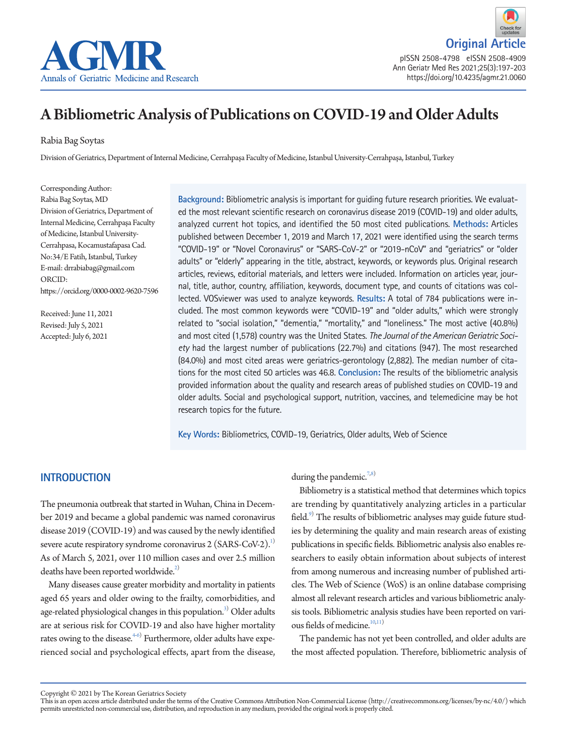Original Article

# A Bibliometric Analysis of Publications on COVID-19 and Older Adults

Rabia Bag Soytas

Division of Geriatrics, Department of Internal Medicine, Cerrahpaşa Faculty of Medicine, Istanbul University-Cerrahpaşa, Istanbul, Turkey

Corresponding Author:
Rabia Bag Soytas, MD
Division of Geriatrics, Department of Internal Medicine, Cerrahpaşa Faculty of Medicine, Istanbul University-Cerrahpasa, Kocamustafapasa Cad. No:34/E Fatih, Istanbul, Turkey
E-mail: drrabiabag@gmail.com
ORCID: https://orcid.org/0000-0002-9620-7596

Received: June 11, 2021
Revised: July 5, 2021
Accepted: July 6, 2021

**Background:** Bibliometric analysis is important for guiding future research priorities. We evaluated the most relevant scientific research on coronavirus disease 2019 (COVID-19) and older adults, analyzed current hot topics, and identified the 50 most cited publications. **Methods:** Articles published between December 1, 2019 and March 17, 2021 were identified using the search terms "COVID-19" or "Novel Coronavirus" or "SARS-CoV-2" or "2019-nCoV" and "geriatrics" or "older adults" or "elderly" appearing in the title, abstract, keywords, or keywords plus. Original research articles, reviews, editorial materials, and letters were included. Information on articles year, journal, title, author, country, affiliation, keywords, document type, and counts of citations was collected. VOSviewer was used to analyze keywords. **Results:** A total of 784 publications were included. The most common keywords were "COVID-19" and "older adults," which were strongly related to "social isolation," "dementia," "mortality," and "loneliness." The most active (40.8%) and most cited (1,578) country was the United States. *The Journal of the American Geriatric Society* had the largest number of publications (22.7%) and citations (947). The most researched (84.0%) and most cited areas were geriatrics-gerontology (2,882). The median number of citations for the most cited 50 articles was 46.8. **Conclusion:** The results of the bibliometric analysis provided information about the quality and research areas of published studies on COVID-19 and older adults. Social and psychological support, nutrition, vaccines, and telemedicine may be hot research topics for the future.

**Key Words:** Bibliometrics, COVID-19, Geriatrics, Older adults, Web of Science

## INTRODUCTION

The pneumonia outbreak that started in Wuhan, China in December 2019 and became a global pandemic was named coronavirus disease 2019 (COVID-19) and was caused by the newly identified severe acute respiratory syndrome coronavirus 2 (SARS-CoV-2).[1] As of March 5, 2021, over 110 million cases and over 2.5 million deaths have been reported worldwide.[2]

Many diseases cause greater morbidity and mortality in patients aged 65 years and older owing to the frailty, comorbidities, and age-related physiological changes in this population.[3] Older adults are at serious risk for COVID-19 and also have higher mortality rates owing to the disease.[4-6] Furthermore, older adults have experienced social and psychological effects, apart from the disease, during the pandemic.[7,8]

Bibliometry is a statistical method that determines which topics are trending by quantitatively analyzing articles in a particular field.[9] The results of bibliometric analyses may guide future studies by determining the quality and main research areas of existing publications in specific fields. Bibliometric analysis also enables researchers to easily obtain information about subjects of interest from among numerous and increasing number of published articles. The Web of Science (WoS) is an online database comprising almost all relevant research articles and various bibliometric analysis tools. Bibliometric analysis studies have been reported on various fields of medicine.[10,11]

The pandemic has not yet been controlled, and older adults are the most affected population. Therefore, bibliometric analysis of

Copyright © 2021 by The Korean Geriatrics Society
This is an open access article distributed under the terms of the Creative Commons Attribution Non-Commercial License (http://creativecommons.org/licenses/by-nc/4.0/) which permits unrestricted non-commercial use, distribution, and reproduction in any medium, provided the original work is properly cited.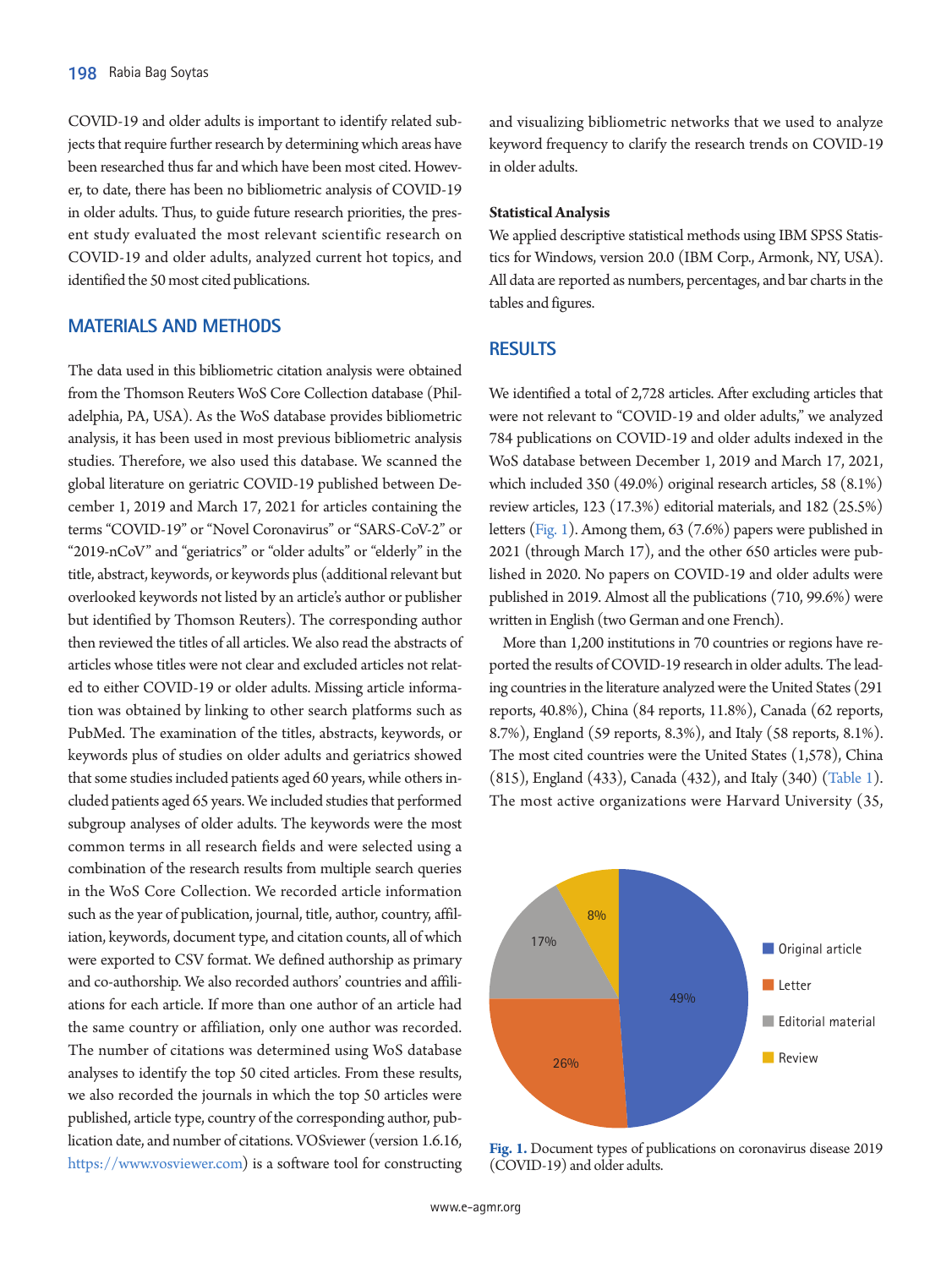COVID-19 and older adults is important to identify related subjects that require further research by determining which areas have been researched thus far and which have been most cited. However, to date, there has been no bibliometric analysis of COVID-19 in older adults. Thus, to guide future research priorities, the present study evaluated the most relevant scientific research on COVID-19 and older adults, analyzed current hot topics, and identified the 50 most cited publications.

## MATERIALS AND METHODS

The data used in this bibliometric citation analysis were obtained from the Thomson Reuters WoS Core Collection database (Philadelphia, PA, USA). As the WoS database provides bibliometric analysis, it has been used in most previous bibliometric analysis studies. Therefore, we also used this database. We scanned the global literature on geriatric COVID-19 published between December 1, 2019 and March 17, 2021 for articles containing the terms "COVID-19" or "Novel Coronavirus" or "SARS-CoV-2" or "2019-nCoV" and "geriatrics" or "older adults" or "elderly" in the title, abstract, keywords, or keywords plus (additional relevant but overlooked keywords not listed by an article's author or publisher but identified by Thomson Reuters). The corresponding author then reviewed the titles of all articles. We also read the abstracts of articles whose titles were not clear and excluded articles not related to either COVID-19 or older adults. Missing article information was obtained by linking to other search platforms such as PubMed. The examination of the titles, abstracts, keywords, or keywords plus of studies on older adults and geriatrics showed that some studies included patients aged 60 years, while others included patients aged 65 years. We included studies that performed subgroup analyses of older adults. The keywords were the most common terms in all research fields and were selected using a combination of the research results from multiple search queries in the WoS Core Collection. We recorded article information such as the year of publication, journal, title, author, country, affiliation, keywords, document type, and citation counts, all of which were exported to CSV format. We defined authorship as primary and co-authorship. We also recorded authors' countries and affiliations for each article. If more than one author of an article had the same country or affiliation, only one author was recorded. The number of citations was determined using WoS database analyses to identify the top 50 cited articles. From these results, we also recorded the journals in which the top 50 articles were published, article type, country of the corresponding author, publication date, and number of citations. VOSviewer (version 1.6.16, https://www.vosviewer.com) is a software tool for constructing and visualizing bibliometric networks that we used to analyze keyword frequency to clarify the research trends on COVID-19 in older adults.

### Statistical Analysis

We applied descriptive statistical methods using IBM SPSS Statistics for Windows, version 20.0 (IBM Corp., Armonk, NY, USA). All data are reported as numbers, percentages, and bar charts in the tables and figures.

## RESULTS

We identified a total of 2,728 articles. After excluding articles that were not relevant to "COVID-19 and older adults," we analyzed 784 publications on COVID-19 and older adults indexed in the WoS database between December 1, 2019 and March 17, 2021, which included 350 (49.0%) original research articles, 58 (8.1%) review articles, 123 (17.3%) editorial materials, and 182 (25.5%) letters (Fig. 1). Among them, 63 (7.6%) papers were published in 2021 (through March 17), and the other 650 articles were published in 2020. No papers on COVID-19 and older adults were published in 2019. Almost all the publications (710, 99.6%) were written in English (two German and one French).

More than 1,200 institutions in 70 countries or regions have reported the results of COVID-19 research in older adults. The leading countries in the literature analyzed were the United States (291 reports, 40.8%), China (84 reports, 11.8%), Canada (62 reports, 8.7%), England (59 reports, 8.3%), and Italy (58 reports, 8.1%). The most cited countries were the United States (1,578), China (815), England (433), Canada (432), and Italy (340) (Table 1). The most active organizations were Harvard University (35,

Fig. 1. Document types of publications on coronavirus disease 2019 (COVID-19) and older adults.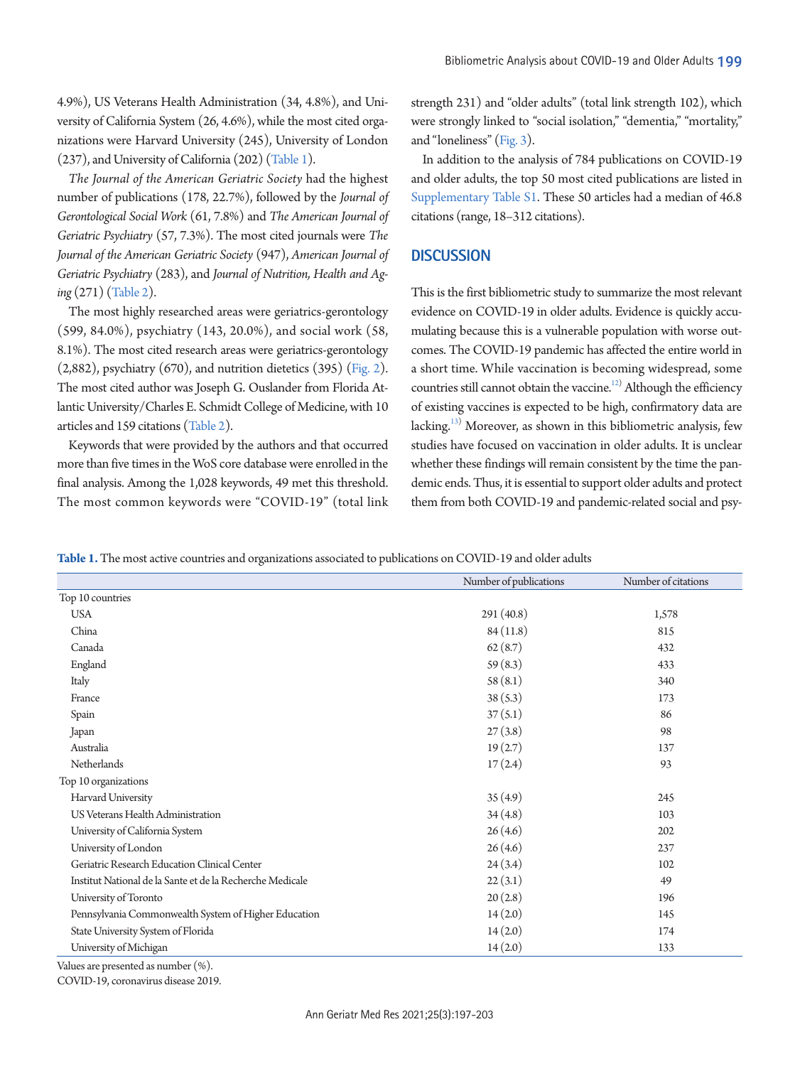4.9%), US Veterans Health Administration (34, 4.8%), and University of California System (26, 4.6%), while the most cited organizations were Harvard University (245), University of London (237), and University of California (202) (Table 1).

*The Journal of the American Geriatric Society* had the highest number of publications (178, 22.7%), followed by the *Journal of Gerontological Social Work* (61, 7.8%) and *The American Journal of Geriatric Psychiatry* (57, 7.3%). The most cited journals were *The Journal of the American Geriatric Society* (947), *American Journal of Geriatric Psychiatry* (283), and *Journal of Nutrition, Health and Aging* (271) (Table 2).

The most highly researched areas were geriatrics-gerontology (599, 84.0%), psychiatry (143, 20.0%), and social work (58, 8.1%). The most cited research areas were geriatrics-gerontology (2,882), psychiatry (670), and nutrition dietetics (395) (Fig. 2). The most cited author was Joseph G. Ouslander from Florida Atlantic University/Charles E. Schmidt College of Medicine, with 10 articles and 159 citations (Table 2).

Keywords that were provided by the authors and that occurred more than five times in the WoS core database were enrolled in the final analysis. Among the 1,028 keywords, 49 met this threshold. The most common keywords were "COVID-19" (total link strength 231) and "older adults" (total link strength 102), which were strongly linked to "social isolation," "dementia," "mortality," and "loneliness" (Fig. 3).

In addition to the analysis of 784 publications on COVID-19 and older adults, the top 50 most cited publications are listed in Supplementary Table S1. These 50 articles had a median of 46.8 citations (range, 18–312 citations).

## DISCUSSION

This is the first bibliometric study to summarize the most relevant evidence on COVID-19 in older adults. Evidence is quickly accumulating because this is a vulnerable population with worse outcomes. The COVID-19 pandemic has affected the entire world in a short time. While vaccination is becoming widespread, some countries still cannot obtain the vaccine.[12] Although the efficiency of existing vaccines is expected to be high, confirmatory data are lacking.[13] Moreover, as shown in this bibliometric analysis, few studies have focused on vaccination in older adults. It is unclear whether these findings will remain consistent by the time the pandemic ends. Thus, it is essential to support older adults and protect them from both COVID-19 and pandemic-related social and psy-

**Table 1.** The most active countries and organizations associated to publications on COVID-19 and older adults

| | Number of publications | Number of citations |
|---|---|---|
| Top 10 countries | | |
| USA | 291 (40.8) | 1,578 |
| China | 84 (11.8) | 815 |
| Canada | 62 (8.7) | 432 |
| England | 59 (8.3) | 433 |
| Italy | 58 (8.1) | 340 |
| France | 38 (5.3) | 173 |
| Spain | 37 (5.1) | 86 |
| Japan | 27 (3.8) | 98 |
| Australia | 19 (2.7) | 137 |
| Netherlands | 17 (2.4) | 93 |
| Top 10 organizations | | |
| Harvard University | 35 (4.9) | 245 |
| US Veterans Health Administration | 34 (4.8) | 103 |
| University of California System | 26 (4.6) | 202 |
| University of London | 26 (4.6) | 237 |
| Geriatric Research Education Clinical Center | 24 (3.4) | 102 |
| Institut National de la Sante et de la Recherche Medicale | 22 (3.1) | 49 |
| University of Toronto | 20 (2.8) | 196 |
| Pennsylvania Commonwealth System of Higher Education | 14 (2.0) | 145 |
| State University System of Florida | 14 (2.0) | 174 |
| University of Michigan | 14 (2.0) | 133 |

Values are presented as number (%).
COVID-19, coronavirus disease 2019.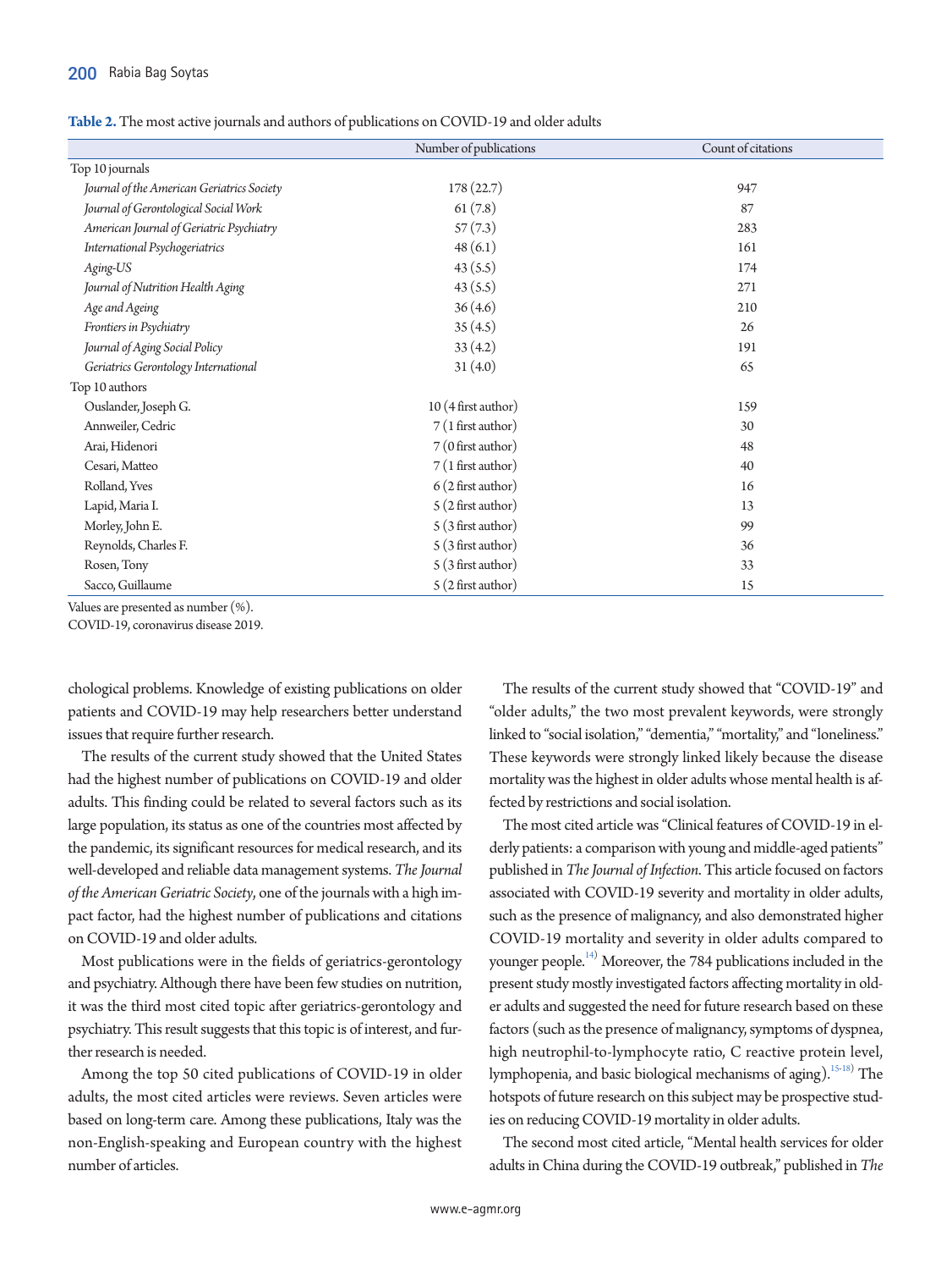**Table 2.** The most active journals and authors of publications on COVID-19 and older adults

| | Number of publications | Count of citations |
|---|---|---|
| Top 10 journals | | |
| *Journal of the American Geriatrics Society* | 178 (22.7) | 947 |
| *Journal of Gerontological Social Work* | 61 (7.8) | 87 |
| *American Journal of Geriatric Psychiatry* | 57 (7.3) | 283 |
| *International Psychogeriatrics* | 48 (6.1) | 161 |
| *Aging-US* | 43 (5.5) | 174 |
| *Journal of Nutrition Health Aging* | 43 (5.5) | 271 |
| *Age and Ageing* | 36 (4.6) | 210 |
| *Frontiers in Psychiatry* | 35 (4.5) | 26 |
| *Journal of Aging Social Policy* | 33 (4.2) | 191 |
| *Geriatrics Gerontology International* | 31 (4.0) | 65 |
| Top 10 authors | | |
| Ouslander, Joseph G. | 10 (4 first author) | 159 |
| Annweiler, Cedric | 7 (1 first author) | 30 |
| Arai, Hidenori | 7 (0 first author) | 48 |
| Cesari, Matteo | 7 (1 first author) | 40 |
| Rolland, Yves | 6 (2 first author) | 16 |
| Lapid, Maria I. | 5 (2 first author) | 13 |
| Morley, John E. | 5 (3 first author) | 99 |
| Reynolds, Charles F. | 5 (3 first author) | 36 |
| Rosen, Tony | 5 (3 first author) | 33 |
| Sacco, Guillaume | 5 (2 first author) | 15 |

Values are presented as number (%).
COVID-19, coronavirus disease 2019.

chological problems. Knowledge of existing publications on older patients and COVID-19 may help researchers better understand issues that require further research.

The results of the current study showed that the United States had the highest number of publications on COVID-19 and older adults. This finding could be related to several factors such as its large population, its status as one of the countries most affected by the pandemic, its significant resources for medical research, and its well-developed and reliable data management systems. *The Journal of the American Geriatric Society*, one of the journals with a high impact factor, had the highest number of publications and citations on COVID-19 and older adults.

Most publications were in the fields of geriatrics-gerontology and psychiatry. Although there have been few studies on nutrition, it was the third most cited topic after geriatrics-gerontology and psychiatry. This result suggests that this topic is of interest, and further research is needed.

Among the top 50 cited publications of COVID-19 in older adults, the most cited articles were reviews. Seven articles were based on long-term care. Among these publications, Italy was the non-English-speaking and European country with the highest number of articles.

The results of the current study showed that "COVID-19" and "older adults," the two most prevalent keywords, were strongly linked to "social isolation," "dementia," "mortality," and "loneliness." These keywords were strongly linked likely because the disease mortality was the highest in older adults whose mental health is affected by restrictions and social isolation.

The most cited article was "Clinical features of COVID-19 in elderly patients: a comparison with young and middle-aged patients" published in *The Journal of Infection*. This article focused on factors associated with COVID-19 severity and mortality in older adults, such as the presence of malignancy, and also demonstrated higher COVID-19 mortality and severity in older adults compared to younger people.[14] Moreover, the 784 publications included in the present study mostly investigated factors affecting mortality in older adults and suggested the need for future research based on these factors (such as the presence of malignancy, symptoms of dyspnea, high neutrophil-to-lymphocyte ratio, C reactive protein level, lymphopenia, and basic biological mechanisms of aging).[15-18] The hotspots of future research on this subject may be prospective studies on reducing COVID-19 mortality in older adults.

The second most cited article, "Mental health services for older adults in China during the COVID-19 outbreak," published in *The*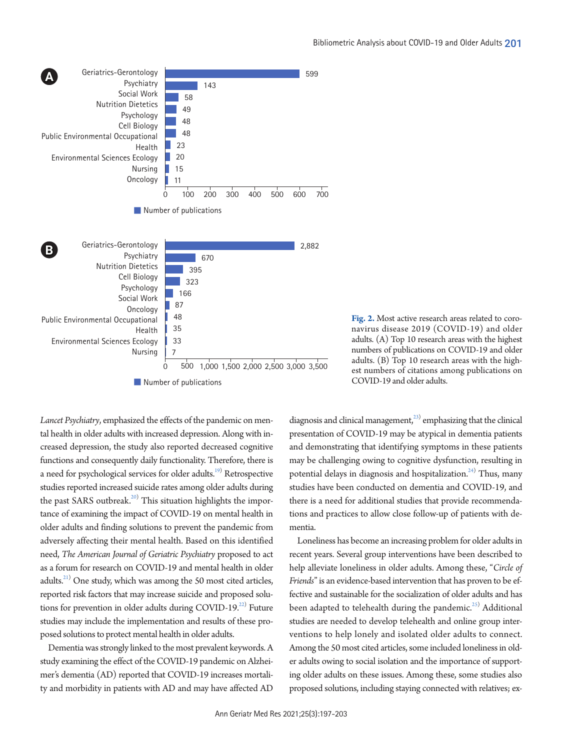Fig. 2. Most active research areas related to coronavirus disease 2019 (COVID-19) and older adults. (A) Top 10 research areas with the highest numbers of publications on COVID-19 and older adults. (B) Top 10 research areas with the highest numbers of citations among publications on COVID-19 and older adults.

*Lancet Psychiatry*, emphasized the effects of the pandemic on mental health in older adults with increased depression. Along with increased depression, the study also reported decreased cognitive functions and consequently daily functionality. Therefore, there is a need for psychological services for older adults.[19] Retrospective studies reported increased suicide rates among older adults during the past SARS outbreak.[20] This situation highlights the importance of examining the impact of COVID-19 on mental health in older adults and finding solutions to prevent the pandemic from adversely affecting their mental health. Based on this identified need, *The American Journal of Geriatric Psychiatry* proposed to act as a forum for research on COVID-19 and mental health in older adults.[21] One study, which was among the 50 most cited articles, reported risk factors that may increase suicide and proposed solutions for prevention in older adults during COVID-19.[22] Future studies may include the implementation and results of these proposed solutions to protect mental health in older adults.

Dementia was strongly linked to the most prevalent keywords. A study examining the effect of the COVID-19 pandemic on Alzheimer's dementia (AD) reported that COVID-19 increases mortality and morbidity in patients with AD and may have affected AD diagnosis and clinical management,[23] emphasizing that the clinical presentation of COVID-19 may be atypical in dementia patients and demonstrating that identifying symptoms in these patients may be challenging owing to cognitive dysfunction, resulting in potential delays in diagnosis and hospitalization.[24] Thus, many studies have been conducted on dementia and COVID-19, and there is a need for additional studies that provide recommendations and practices to allow close follow-up of patients with dementia.

Loneliness has become an increasing problem for older adults in recent years. Several group interventions have been described to help alleviate loneliness in older adults. Among these, "*Circle of Friends*" is an evidence-based intervention that has proven to be effective and sustainable for the socialization of older adults and has been adapted to telehealth during the pandemic.[25] Additional studies are needed to develop telehealth and online group interventions to help lonely and isolated older adults to connect. Among the 50 most cited articles, some included loneliness in older adults owing to social isolation and the importance of supporting older adults on these issues. Among these, some studies also proposed solutions, including staying connected with relatives; ex-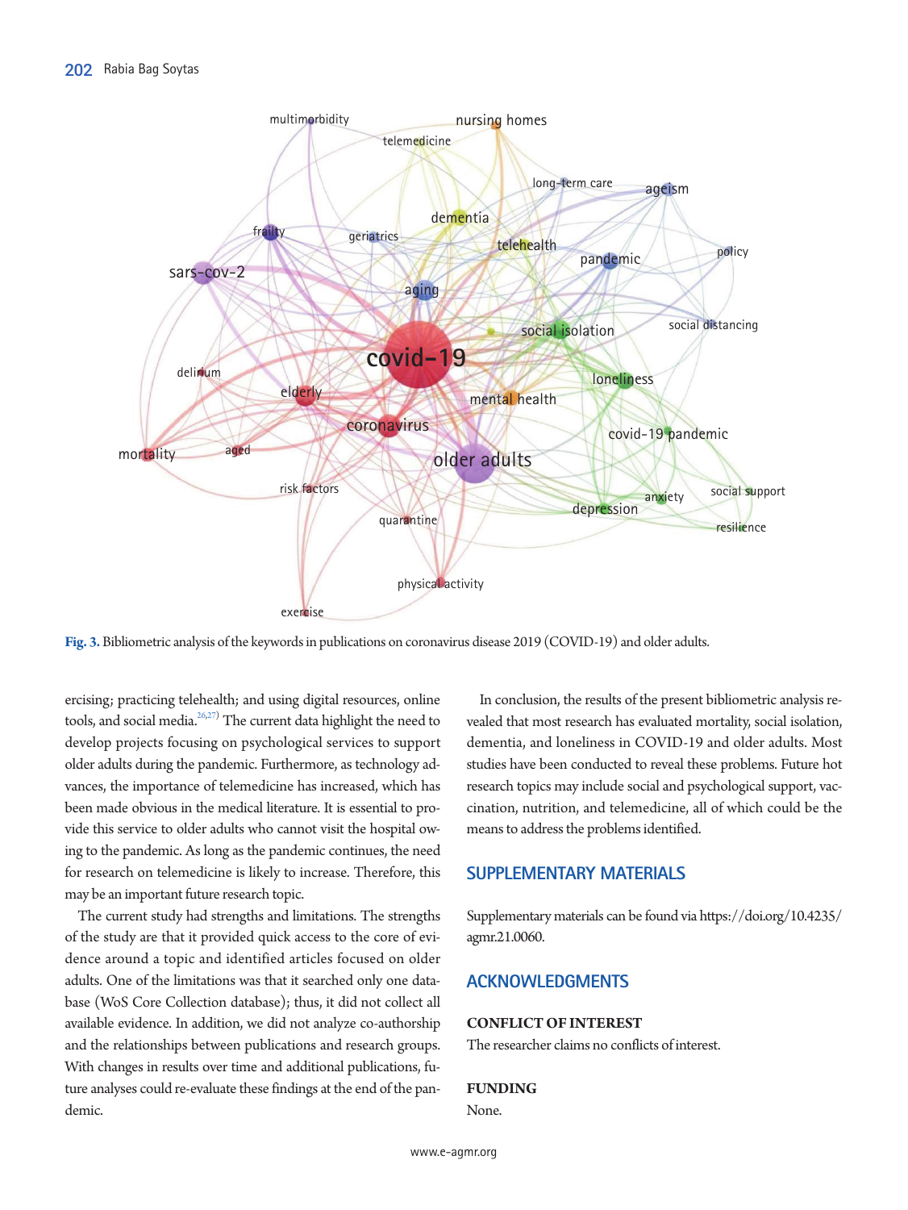Fig. 3. Bibliometric analysis of the keywords in publications on coronavirus disease 2019 (COVID-19) and older adults.

ercising; practicing telehealth; and using digital resources, online tools, and social media.[26,27] The current data highlight the need to develop projects focusing on psychological services to support older adults during the pandemic. Furthermore, as technology advances, the importance of telemedicine has increased, which has been made obvious in the medical literature. It is essential to provide this service to older adults who cannot visit the hospital owing to the pandemic. As long as the pandemic continues, the need for research on telemedicine is likely to increase. Therefore, this may be an important future research topic.

The current study had strengths and limitations. The strengths of the study are that it provided quick access to the core of evidence around a topic and identified articles focused on older adults. One of the limitations was that it searched only one database (WoS Core Collection database); thus, it did not collect all available evidence. In addition, we did not analyze co-authorship and the relationships between publications and research groups. With changes in results over time and additional publications, future analyses could re-evaluate these findings at the end of the pandemic.

In conclusion, the results of the present bibliometric analysis revealed that most research has evaluated mortality, social isolation, dementia, and loneliness in COVID-19 and older adults. Most studies have been conducted to reveal these problems. Future hot research topics may include social and psychological support, vaccination, nutrition, and telemedicine, all of which could be the means to address the problems identified.

## SUPPLEMENTARY MATERIALS

Supplementary materials can be found via https://doi.org/10.4235/agmr.21.0060.

## ACKNOWLEDGMENTS

### CONFLICT OF INTEREST

The researcher claims no conflicts of interest.

### FUNDING

None.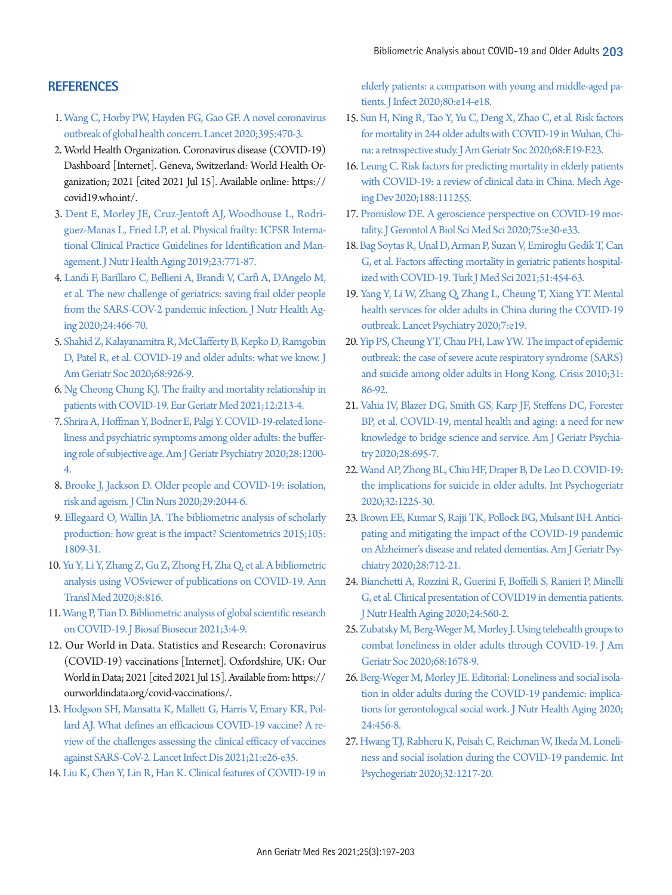## REFERENCES

1. Wang C, Horby PW, Hayden FG, Gao GF. A novel coronavirus outbreak of global health concern. Lancet 2020;395:470-3.
2. World Health Organization. Coronavirus disease (COVID-19) Dashboard [Internet]. Geneva, Switzerland: World Health Organization; 2021 [cited 2021 Jul 15]. Available online: https://covid19.who.int/.
3. Dent E, Morley JE, Cruz-Jentoft AJ, Woodhouse L, Rodriguez-Manas L, Fried LP, et al. Physical frailty: ICFSR International Clinical Practice Guidelines for Identification and Management. J Nutr Health Aging 2019;23:771-87.
4. Landi F, Barillaro C, Bellieni A, Brandi V, Carfì A, D'Angelo M, et al. The new challenge of geriatrics: saving frail older people from the SARS-COV-2 pandemic infection. J Nutr Health Aging 2020;24:466-70.
5. Shahid Z, Kalayanamitra R, McClafferty B, Kepko D, Ramgobin D, Patel R, et al. COVID-19 and older adults: what we know. J Am Geriatr Soc 2020;68:926-9.
6. Ng Cheong Chung KJ. The frailty and mortality relationship in patients with COVID-19. Eur Geriatr Med 2021;12:213-4.
7. Shrira A, Hoffman Y, Bodner E, Palgi Y. COVID-19-related loneliness and psychiatric symptoms among older adults: the buffering role of subjective age. Am J Geriatr Psychiatry 2020;28:1200-4.
8. Brooke J, Jackson D. Older people and COVID-19: isolation, risk and ageism. J Clin Nurs 2020;29:2044-6.
9. Ellegaard O, Wallin JA. The bibliometric analysis of scholarly production: how great is the impact? Scientometrics 2015;105:1809-31.
10. Yu Y, Li Y, Zhang Z, Gu Z, Zhong H, Zha Q, et al. A bibliometric analysis using VOSviewer of publications on COVID-19. Ann Transl Med 2020;8:816.
11. Wang P, Tian D. Bibliometric analysis of global scientific research on COVID-19. J Biosaf Biosecur 2021;3:4-9.
12. Our World in Data. Statistics and Research: Coronavirus (COVID-19) vaccinations [Internet]. Oxfordshire, UK: Our World in Data; 2021 [cited 2021 Jul 15]. Available from: https://ourworldindata.org/covid-vaccinations/.
13. Hodgson SH, Mansatta K, Mallett G, Harris V, Emary KR, Pollard AJ. What defines an efficacious COVID-19 vaccine? A review of the challenges assessing the clinical efficacy of vaccines against SARS-CoV-2. Lancet Infect Dis 2021;21:e26-e35.
14. Liu K, Chen Y, Lin R, Han K. Clinical features of COVID-19 in elderly patients: a comparison with young and middle-aged patients. J Infect 2020;80:e14-e18.
15. Sun H, Ning R, Tao Y, Yu C, Deng X, Zhao C, et al. Risk factors for mortality in 244 older adults with COVID-19 in Wuhan, China: a retrospective study. J Am Geriatr Soc 2020;68:E19-E23.
16. Leung C. Risk factors for predicting mortality in elderly patients with COVID-19: a review of clinical data in China. Mech Ageing Dev 2020;188:111255.
17. Promislow DE. A geroscience perspective on COVID-19 mortality. J Gerontol A Biol Sci Med Sci 2020;75:e30-e33.
18. Bag Soytas R, Unal D, Arman P, Suzan V, Emiroglu Gedik T, Can G, et al. Factors affecting mortality in geriatric patients hospitalized with COVID-19. Turk J Med Sci 2021;51:454-63.
19. Yang Y, Li W, Zhang Q, Zhang L, Cheung T, Xiang YT. Mental health services for older adults in China during the COVID-19 outbreak. Lancet Psychiatry 2020;7:e19.
20. Yip PS, Cheung YT, Chau PH, Law YW. The impact of epidemic outbreak: the case of severe acute respiratory syndrome (SARS) and suicide among older adults in Hong Kong. Crisis 2010;31:86-92.
21. Vahia IV, Blazer DG, Smith GS, Karp JF, Steffens DC, Forester BP, et al. COVID-19, mental health and aging: a need for new knowledge to bridge science and service. Am J Geriatr Psychiatry 2020;28:695-7.
22. Wand AP, Zhong BL, Chiu HF, Draper B, De Leo D. COVID-19: the implications for suicide in older adults. Int Psychogeriatr 2020;32:1225-30.
23. Brown EE, Kumar S, Rajji TK, Pollock BG, Mulsant BH. Anticipating and mitigating the impact of the COVID-19 pandemic on Alzheimer's disease and related dementias. Am J Geriatr Psychiatry 2020;28:712-21.
24. Bianchetti A, Rozzini R, Guerini F, Boffelli S, Ranieri P, Minelli G, et al. Clinical presentation of COVID19 in dementia patients. J Nutr Health Aging 2020;24:560-2.
25. Zubatsky M, Berg-Weger M, Morley J. Using telehealth groups to combat loneliness in older adults through COVID-19. J Am Geriatr Soc 2020;68:1678-9.
26. Berg-Weger M, Morley JE. Editorial: Loneliness and social isolation in older adults during the COVID-19 pandemic: implications for gerontological social work. J Nutr Health Aging 2020;24:456-8.
27. Hwang TJ, Rabheru K, Peisah C, Reichman W, Ikeda M. Loneliness and social isolation during the COVID-19 pandemic. Int Psychogeriatr 2020;32:1217-20.